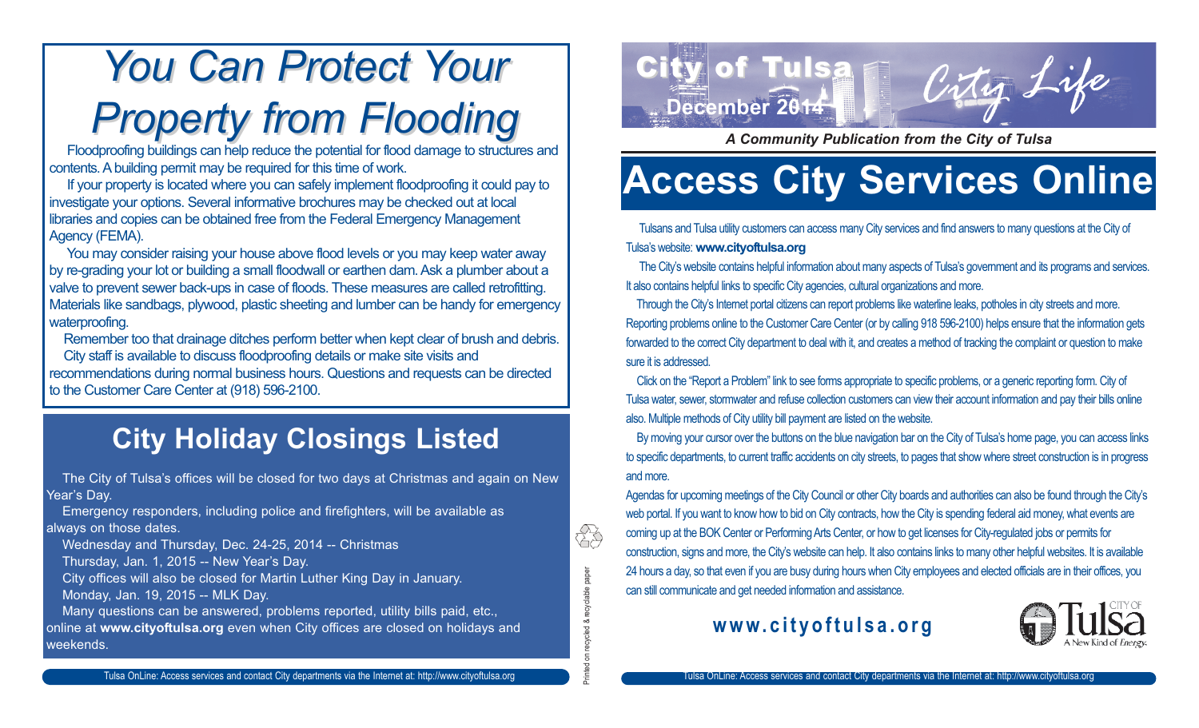# You Can Protect Your Property from Flooding

Floodproofing buildings can help reduce the potential for flood damage to structures and contents. A building permit may be required for this time of work.

If your property is located where you can safely implement floodproofing it could pay to investigate your options. Several informative brochures may be checked out at local libraries and copies can be obtained free from the Federal Emergency Management Agency (FEMA).

You may consider raising your house above flood levels or you may keep water away by re-grading your lot or building a small floodwall or earthen dam. Ask a plumber about a valve to prevent sewer back-ups in case of floods. These measures are called retrofitting. Materials like sandbags, plywood, plastic sheeting and lumber can be handy for emergency waterproofing.

Remember too that drainage ditches perform better when kept clear of brush and debris.

City staff is available to discuss floodproofing details or make site visits and recommendations during normal business hours. Questions and requests can be directed to the Customer Care Center at (918) 596-2100.

## City Holiday Closings Listed

The City of Tulsa's offices will be closed for two days at Christmas and again on New Year's Day.

Emergency responders, including police and firefighters, will be available as always on those dates.

Wednesday and Thursday, Dec. 24-25, 2014 -- Christmas

Thursday, Jan. 1, 2015 -- New Year's Day.

City offices will also be closed for Martin Luther King Day in January.

Monday, Jan. 19, 2015 -- MLK Day.

Many questions can be answered, problems reported, utility bills paid, etc., online at **www.cityoftulsa.org** even when City offices are closed on holidays and weekends.

Printed on recycled & recyclable paper

City of Tulsa City Life

December 2014

*A Community Publication from the City of Tulsa*

# Access City Services Online

Tulsans and Tulsa utility customers can access many City services and find answers to many questions at the City of Tulsa's website: **www.cityoftulsa.org**

The City's website contains helpful information about many aspects of Tulsa's government and its programs and services. It also contains helpful links to specific City agencies, cultural organizations and more.

Through the City's Internet portal citizens can report problems like waterline leaks, potholes in city streets and more. Reporting problems online to the Customer Care Center (or by calling 918 596-2100) helps ensure that the information gets forwarded to the correct City department to deal with it, and creates a method of tracking the complaint or question to make sure it is addressed.

Click on the "Report a Problem" link to see forms appropriate to specific problems, or a generic reporting form. City of Tulsa water, sewer, stormwater and refuse collection customers can view their account information and pay their bills online also. Multiple methods of City utility bill payment are listed on the website.

By moving your cursor over the buttons on the blue navigation bar on the City of Tulsa's home page, you can access links to specific departments, to current traffic accidents on city streets, to pages that show where street construction is in progress and more.

Agendas for upcoming meetings of the City Council or other City boards and authorities can also be found through the City's web portal. If you want to know how to bid on City contracts, how the City is spending federal aid money, what events are coming up at the BOK Center or Performing Arts Center, or how to get licenses for City-regulated jobs or permits for construction, signs and more, the City's website can help. It also contains links to many other helpful websites. It is available 24 hours a day, so that even if you are busy during hours when City employees and elected officials are in their offices, you can still communicate and get needed information and assistance.

**www.cityoftulsa.org**

City of Tulsa — A New Kind of *Energy.*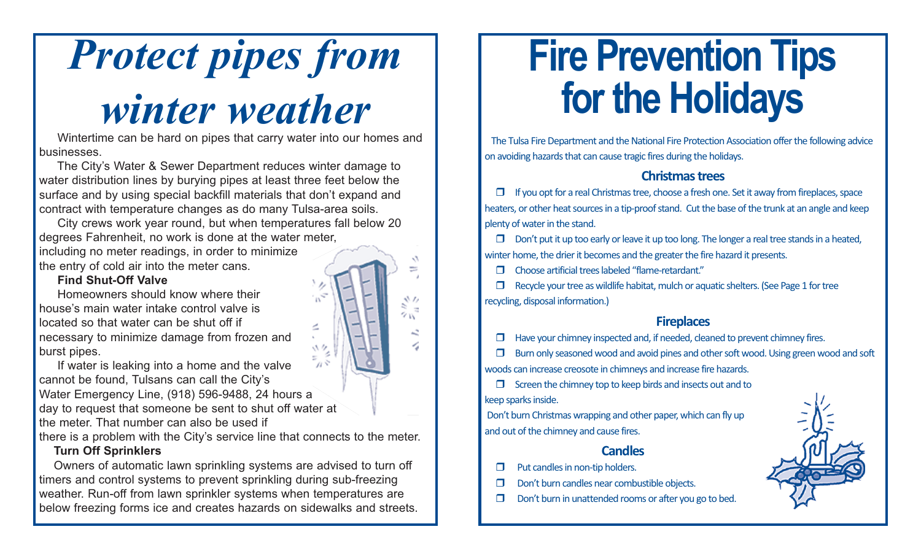# *Protect pipes from winter weather*

Wintertime can be hard on pipes that carry water into our homes and businesses.

The City's Water & Sewer Department reduces winter damage to water distribution lines by burying pipes at least three feet below the surface and by using special backfill materials that don't expand and contract with temperature changes as do many Tulsa-area soils.

City crews work year round, but when temperatures fall below 20 degrees Fahrenheit, no work is done at the water meter, including no meter readings, in order to minimize the entry of cold air into the meter cans.

**Find Shut-Off Valve**

Homeowners should know where their house's main water intake control valve is located so that water can be shut off if necessary to minimize damage from frozen and burst pipes.

If water is leaking into a home and the valve cannot be found, Tulsans can call the City's Water Emergency Line, (918) 596-9488, 24 hours a day to request that someone be sent to shut off water at the meter. That number can also be used if there is a problem with the City's service line that connects to the meter.

**Turn Off Sprinklers**

Owners of automatic lawn sprinkling systems are advised to turn off timers and control systems to prevent sprinkling during sub-freezing weather. Run-off from lawn sprinkler systems when temperatures are below freezing forms ice and creates hazards on sidewalks and streets.

# Fire Prevention Tips for the Holidays

The Tulsa Fire Department and the National Fire Protection Association offer the following advice on avoiding hazards that can cause tragic fires during the holidays.

## Christmas trees

- ❒ If you opt for a real Christmas tree, choose a fresh one. Set it away from fireplaces, space heaters, or other heat sources in a tip-proof stand. Cut the base of the trunk at an angle and keep plenty of water in the stand.
- ❒ Don't put it up too early or leave it up too long. The longer a real tree stands in a heated, winter home, the drier it becomes and the greater the fire hazard it presents.
- ❒ Choose artificial trees labeled "flame-retardant."
- ❒ Recycle your tree as wildlife habitat, mulch or aquatic shelters. (See Page 1 for tree recycling, disposal information.)

## Fireplaces

- ❒ Have your chimney inspected and, if needed, cleaned to prevent chimney fires.
- ❒ Burn only seasoned wood and avoid pines and other soft wood. Using green wood and soft woods can increase creosote in chimneys and increase fire hazards.
- ❒ Screen the chimney top to keep birds and insects out and to keep sparks inside.

Don't burn Christmas wrapping and other paper, which can fly up and out of the chimney and cause fires.

## Candles

- ❒ Put candles in non-tip holders.
- ❒ Don't burn candles near combustible objects.
- ❒ Don't burn in unattended rooms or after you go to bed.